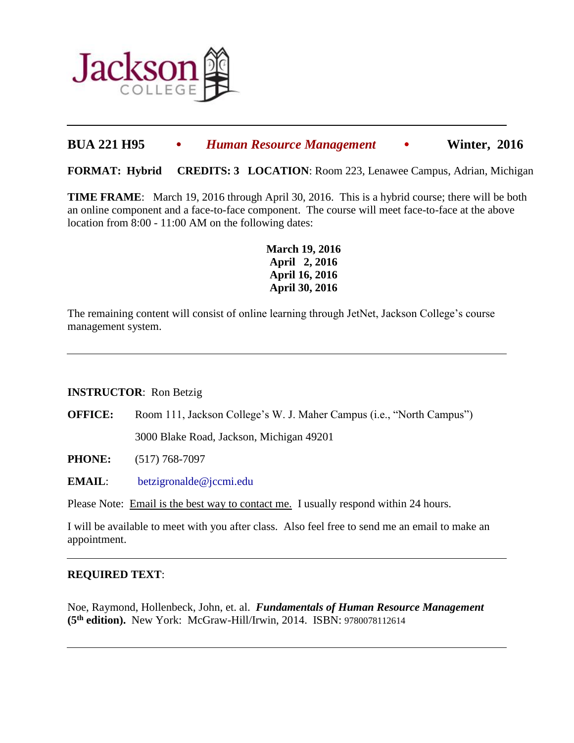Jackson COLLEGE

---

## BUA 221 H95 • *Human Resource Management* • Winter, 2016

**FORMAT: Hybrid** **CREDITS: 3** **LOCATION**: Room 223, Lenawee Campus, Adrian, Michigan

**TIME FRAME**: March 19, 2016 through April 30, 2016. This is a hybrid course; there will be both an online component and a face-to-face component. The course will meet face-to-face at the above location from 8:00 - 11:00 AM on the following dates:

**March 19, 2016**
**April 2, 2016**
**April 16, 2016**
**April 30, 2016**

The remaining content will consist of online learning through JetNet, Jackson College's course management system.

---

**INSTRUCTOR**: Ron Betzig

**OFFICE:** Room 111, Jackson College's W. J. Maher Campus (i.e., "North Campus")

3000 Blake Road, Jackson, Michigan 49201

**PHONE:** (517) 768-7097

**EMAIL**: betzigronalde@jccmi.edu

Please Note: Email is the best way to contact me. I usually respond within 24 hours.

I will be available to meet with you after class. Also feel free to send me an email to make an appointment.

---

**REQUIRED TEXT**:

Noe, Raymond, Hollenbeck, John, et. al. ***Fundamentals of Human Resource Management*** **(5th edition).** New York: McGraw-Hill/Irwin, 2014. ISBN: 9780078112614

---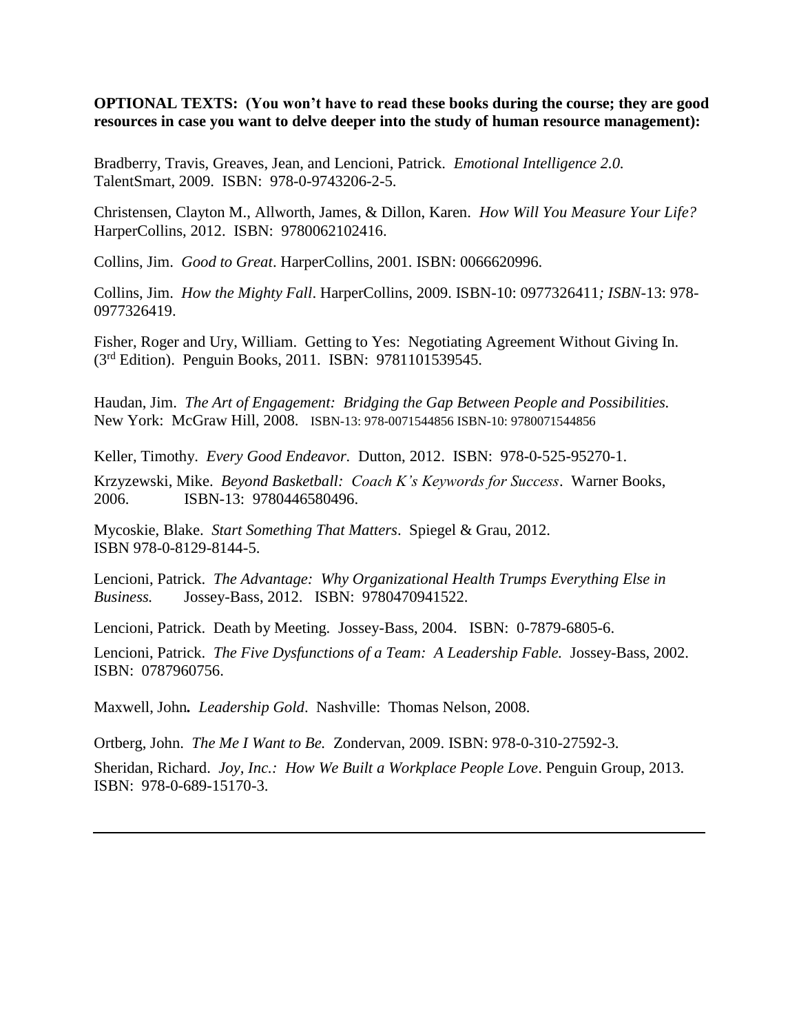**OPTIONAL TEXTS: (You won't have to read these books during the course; they are good resources in case you want to delve deeper into the study of human resource management):**

Bradberry, Travis, Greaves, Jean, and Lencioni, Patrick. *Emotional Intelligence 2.0.* TalentSmart, 2009. ISBN: 978-0-9743206-2-5.

Christensen, Clayton M., Allworth, James, & Dillon, Karen. *How Will You Measure Your Life?* HarperCollins, 2012. ISBN: 9780062102416.

Collins, Jim. *Good to Great*. HarperCollins, 2001. ISBN: 0066620996.

Collins, Jim. *How the Mighty Fall*. HarperCollins, 2009. ISBN-10: 0977326411*; ISBN*-13: 978-0977326419.

Fisher, Roger and Ury, William. Getting to Yes: Negotiating Agreement Without Giving In. (3rd Edition). Penguin Books, 2011. ISBN: 9781101539545.

Haudan, Jim. *The Art of Engagement: Bridging the Gap Between People and Possibilities.* New York: McGraw Hill, 2008. ISBN-13: 978-0071544856 ISBN-10: 9780071544856

Keller, Timothy. *Every Good Endeavor.* Dutton, 2012. ISBN: 978-0-525-95270-1.

Krzyzewski, Mike. *Beyond Basketball: Coach K's Keywords for Success*. Warner Books, 2006. ISBN-13: 9780446580496.

Mycoskie, Blake. *Start Something That Matters*. Spiegel & Grau, 2012. ISBN 978-0-8129-8144-5.

Lencioni, Patrick. *The Advantage: Why Organizational Health Trumps Everything Else in Business.* Jossey-Bass, 2012. ISBN: 9780470941522.

Lencioni, Patrick. Death by Meeting. Jossey-Bass, 2004. ISBN: 0-7879-6805-6.

Lencioni, Patrick. *The Five Dysfunctions of a Team: A Leadership Fable.* Jossey-Bass, 2002. ISBN: 0787960756.

Maxwell, John. *Leadership Gold*. Nashville: Thomas Nelson, 2008.

Ortberg, John. *The Me I Want to Be.* Zondervan, 2009. ISBN: 978-0-310-27592-3.

Sheridan, Richard. *Joy, Inc.: How We Built a Workplace People Love*. Penguin Group, 2013. ISBN: 978-0-689-15170-3.

---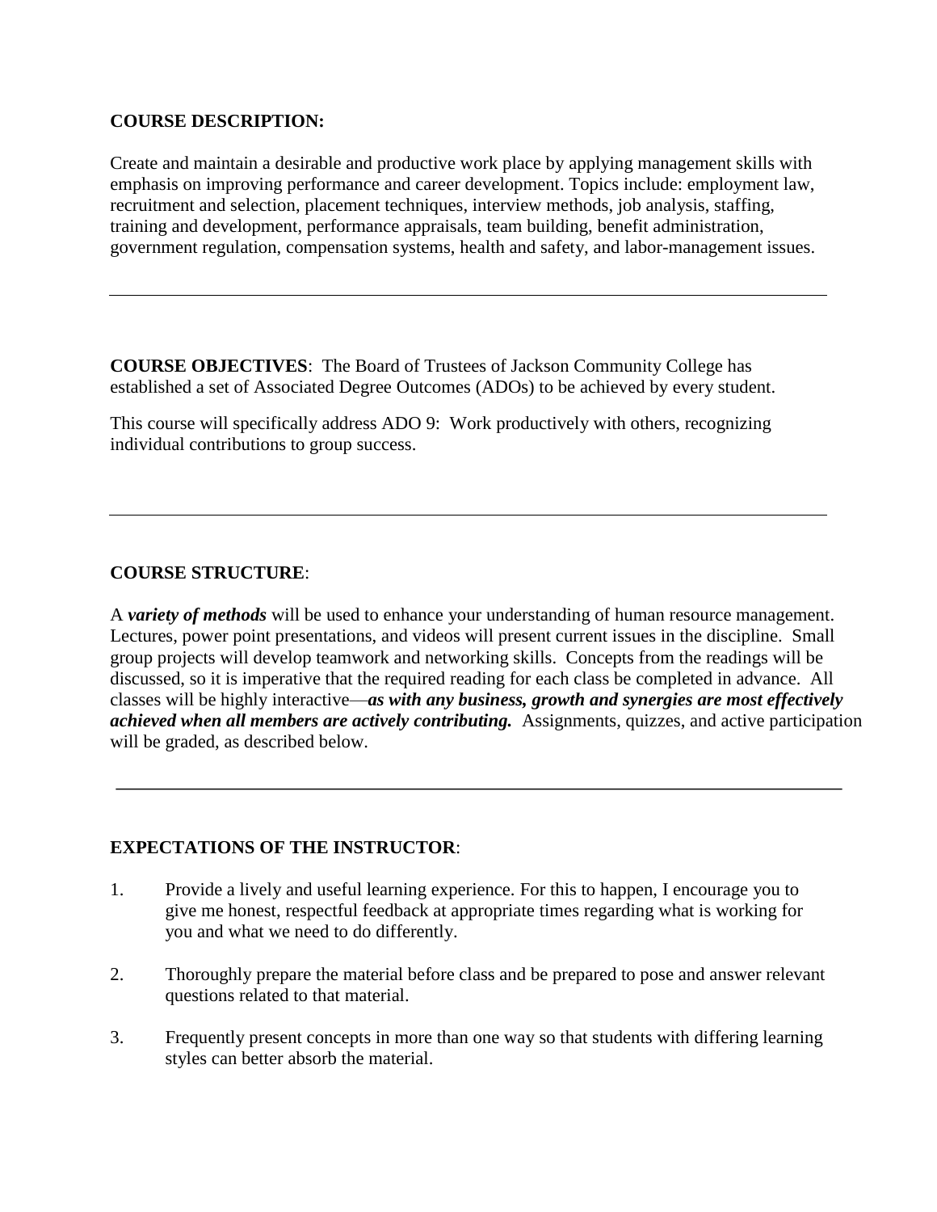**COURSE DESCRIPTION:**

Create and maintain a desirable and productive work place by applying management skills with emphasis on improving performance and career development. Topics include: employment law, recruitment and selection, placement techniques, interview methods, job analysis, staffing, training and development, performance appraisals, team building, benefit administration, government regulation, compensation systems, health and safety, and labor-management issues.

---

**COURSE OBJECTIVES**: The Board of Trustees of Jackson Community College has established a set of Associated Degree Outcomes (ADOs) to be achieved by every student.

This course will specifically address ADO 9: Work productively with others, recognizing individual contributions to group success.

---

**COURSE STRUCTURE**:

A ***variety of methods*** will be used to enhance your understanding of human resource management. Lectures, power point presentations, and videos will present current issues in the discipline. Small group projects will develop teamwork and networking skills. Concepts from the readings will be discussed, so it is imperative that the required reading for each class be completed in advance. All classes will be highly interactive—***as with any business, growth and synergies are most effectively achieved when all members are actively contributing.*** Assignments, quizzes, and active participation will be graded, as described below.

---

**EXPECTATIONS OF THE INSTRUCTOR**:

1. Provide a lively and useful learning experience. For this to happen, I encourage you to give me honest, respectful feedback at appropriate times regarding what is working for you and what we need to do differently.

2. Thoroughly prepare the material before class and be prepared to pose and answer relevant questions related to that material.

3. Frequently present concepts in more than one way so that students with differing learning styles can better absorb the material.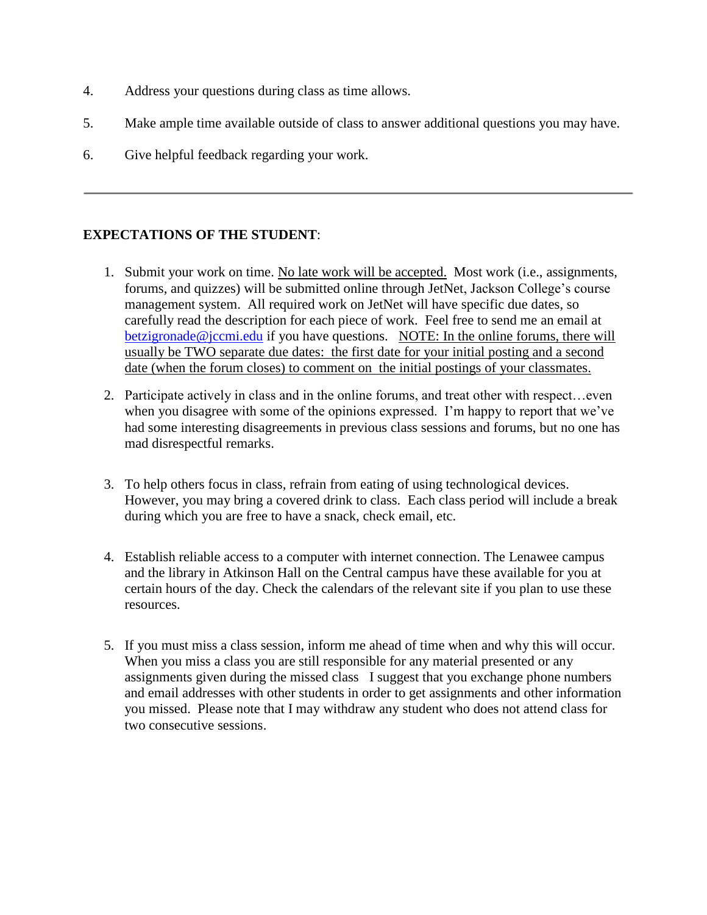4. Address your questions during class as time allows.

5. Make ample time available outside of class to answer additional questions you may have.

6. Give helpful feedback regarding your work.

---

**EXPECTATIONS OF THE STUDENT**:

1. Submit your work on time. No late work will be accepted. Most work (i.e., assignments, forums, and quizzes) will be submitted online through JetNet, Jackson College's course management system. All required work on JetNet will have specific due dates, so carefully read the description for each piece of work. Feel free to send me an email at [betzigronade@jccmi.edu](mailto:betzigronade@jccmi.edu) if you have questions. NOTE: In the online forums, there will usually be TWO separate due dates: the first date for your initial posting and a second date (when the forum closes) to comment on the initial postings of your classmates.

2. Participate actively in class and in the online forums, and treat other with respect…even when you disagree with some of the opinions expressed. I'm happy to report that we've had some interesting disagreements in previous class sessions and forums, but no one has mad disrespectful remarks.

3. To help others focus in class, refrain from eating of using technological devices. However, you may bring a covered drink to class. Each class period will include a break during which you are free to have a snack, check email, etc.

4. Establish reliable access to a computer with internet connection. The Lenawee campus and the library in Atkinson Hall on the Central campus have these available for you at certain hours of the day. Check the calendars of the relevant site if you plan to use these resources.

5. If you must miss a class session, inform me ahead of time when and why this will occur. When you miss a class you are still responsible for any material presented or any assignments given during the missed class I suggest that you exchange phone numbers and email addresses with other students in order to get assignments and other information you missed. Please note that I may withdraw any student who does not attend class for two consecutive sessions.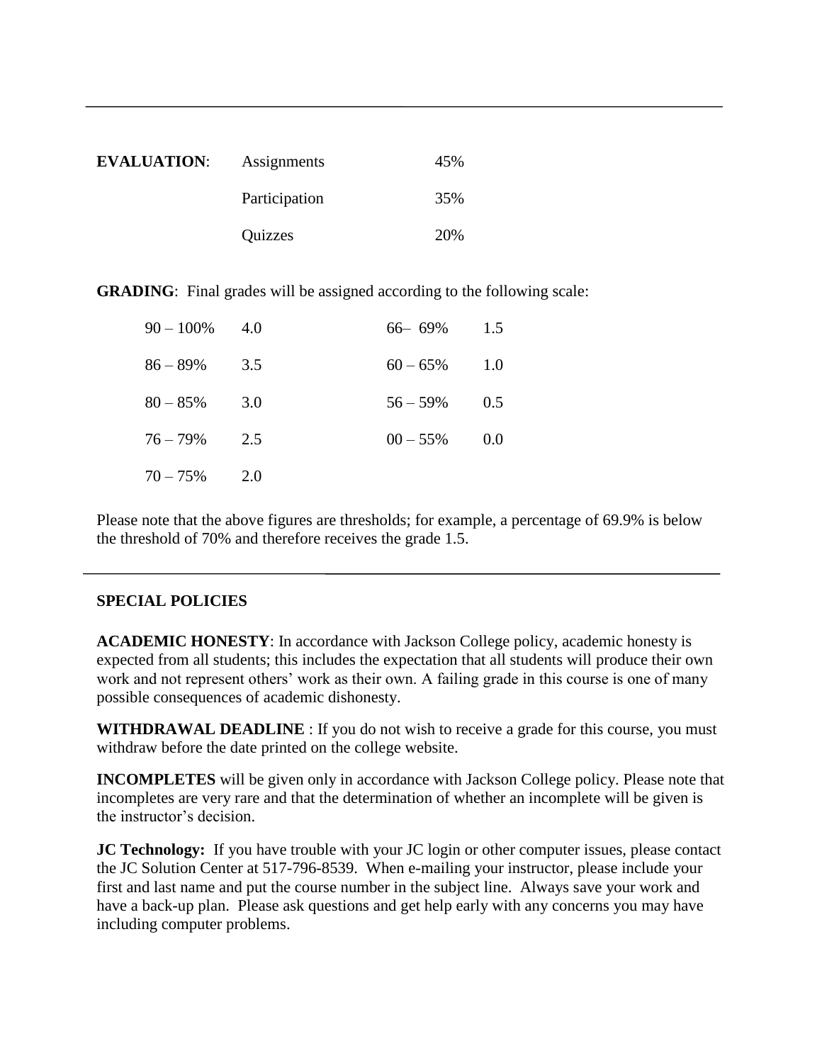---

**EVALUATION**:

| | |
|---|---|
| Assignments | 45% |
| Participation | 35% |
| Quizzes | 20% |

**GRADING**: Final grades will be assigned according to the following scale:

| | | | |
|---|---|---|---|
| 90 – 100% | 4.0 | 66– 69% | 1.5 |
| 86 – 89% | 3.5 | 60 – 65% | 1.0 |
| 80 – 85% | 3.0 | 56 – 59% | 0.5 |
| 76 – 79% | 2.5 | 00 – 55% | 0.0 |
| 70 – 75% | 2.0 | | |

Please note that the above figures are thresholds; for example, a percentage of 69.9% is below the threshold of 70% and therefore receives the grade 1.5.

---

**SPECIAL POLICIES**

**ACADEMIC HONESTY**: In accordance with Jackson College policy, academic honesty is expected from all students; this includes the expectation that all students will produce their own work and not represent others' work as their own. A failing grade in this course is one of many possible consequences of academic dishonesty.

**WITHDRAWAL DEADLINE** : If you do not wish to receive a grade for this course, you must withdraw before the date printed on the college website.

**INCOMPLETES** will be given only in accordance with Jackson College policy. Please note that incompletes are very rare and that the determination of whether an incomplete will be given is the instructor's decision.

**JC Technology:** If you have trouble with your JC login or other computer issues, please contact the JC Solution Center at 517-796-8539. When e-mailing your instructor, please include your first and last name and put the course number in the subject line. Always save your work and have a back-up plan. Please ask questions and get help early with any concerns you may have including computer problems.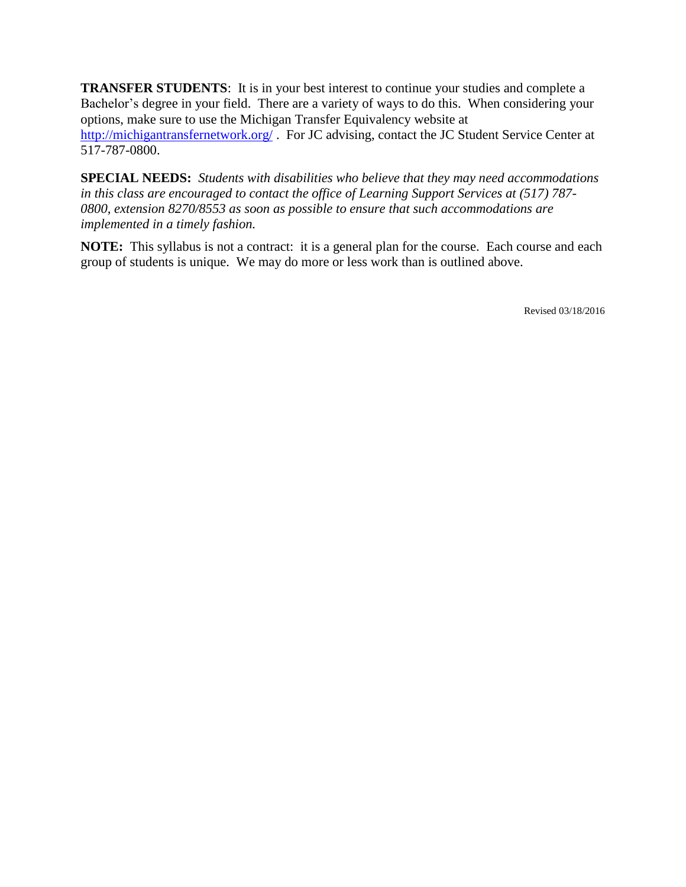**TRANSFER STUDENTS**: It is in your best interest to continue your studies and complete a Bachelor's degree in your field. There are a variety of ways to do this. When considering your options, make sure to use the Michigan Transfer Equivalency website at http://michigantransfernetwork.org/ . For JC advising, contact the JC Student Service Center at 517-787-0800.

**SPECIAL NEEDS:** *Students with disabilities who believe that they may need accommodations in this class are encouraged to contact the office of Learning Support Services at (517) 787-0800, extension 8270/8553 as soon as possible to ensure that such accommodations are implemented in a timely fashion.*

**NOTE:** This syllabus is not a contract: it is a general plan for the course. Each course and each group of students is unique. We may do more or less work than is outlined above.

Revised 03/18/2016